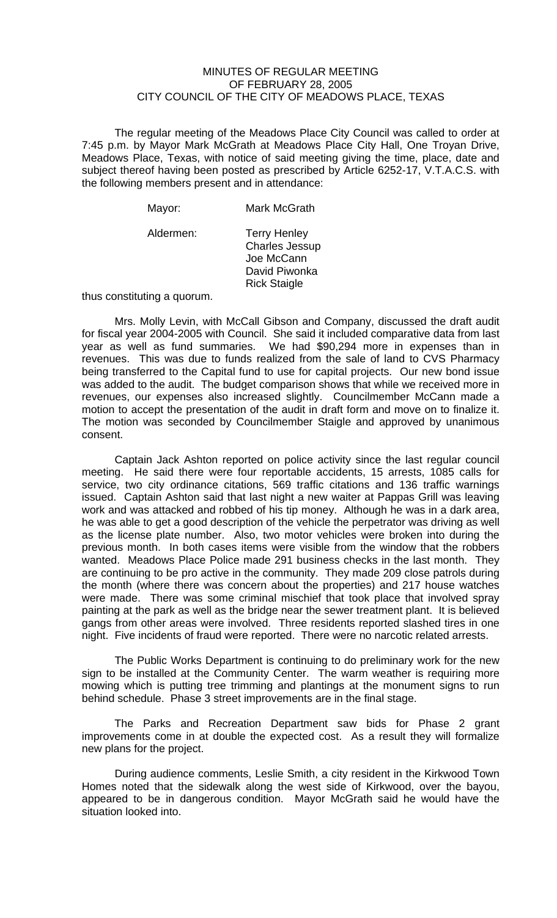# MINUTES OF REGULAR MEETING OF FEBRUARY 28, 2005 CITY COUNCIL OF THE CITY OF MEADOWS PLACE, TEXAS

The regular meeting of the Meadows Place City Council was called to order at 7:45 p.m. by Mayor Mark McGrath at Meadows Place City Hall, One Troyan Drive, Meadows Place, Texas, with notice of said meeting giving the time, place, date and subject thereof having been posted as prescribed by Article 6252-17, V.T.A.C.S. with the following members present and in attendance:

Mayor: Mark McGrath

Aldermen: Terry Henley
Charles Jessup
Joe McCann
David Piwonka
Rick Staigle

thus constituting a quorum.

Mrs. Molly Levin, with McCall Gibson and Company, discussed the draft audit for fiscal year 2004-2005 with Council. She said it included comparative data from last year as well as fund summaries. We had $90,294 more in expenses than in revenues. This was due to funds realized from the sale of land to CVS Pharmacy being transferred to the Capital fund to use for capital projects. Our new bond issue was added to the audit. The budget comparison shows that while we received more in revenues, our expenses also increased slightly. Councilmember McCann made a motion to accept the presentation of the audit in draft form and move on to finalize it. The motion was seconded by Councilmember Staigle and approved by unanimous consent.

Captain Jack Ashton reported on police activity since the last regular council meeting. He said there were four reportable accidents, 15 arrests, 1085 calls for service, two city ordinance citations, 569 traffic citations and 136 traffic warnings issued. Captain Ashton said that last night a new waiter at Pappas Grill was leaving work and was attacked and robbed of his tip money. Although he was in a dark area, he was able to get a good description of the vehicle the perpetrator was driving as well as the license plate number. Also, two motor vehicles were broken into during the previous month. In both cases items were visible from the window that the robbers wanted. Meadows Place Police made 291 business checks in the last month. They are continuing to be pro active in the community. They made 209 close patrols during the month (where there was concern about the properties) and 217 house watches were made. There was some criminal mischief that took place that involved spray painting at the park as well as the bridge near the sewer treatment plant. It is believed gangs from other areas were involved. Three residents reported slashed tires in one night. Five incidents of fraud were reported. There were no narcotic related arrests.

The Public Works Department is continuing to do preliminary work for the new sign to be installed at the Community Center. The warm weather is requiring more mowing which is putting tree trimming and plantings at the monument signs to run behind schedule. Phase 3 street improvements are in the final stage.

The Parks and Recreation Department saw bids for Phase 2 grant improvements come in at double the expected cost. As a result they will formalize new plans for the project.

During audience comments, Leslie Smith, a city resident in the Kirkwood Town Homes noted that the sidewalk along the west side of Kirkwood, over the bayou, appeared to be in dangerous condition. Mayor McGrath said he would have the situation looked into.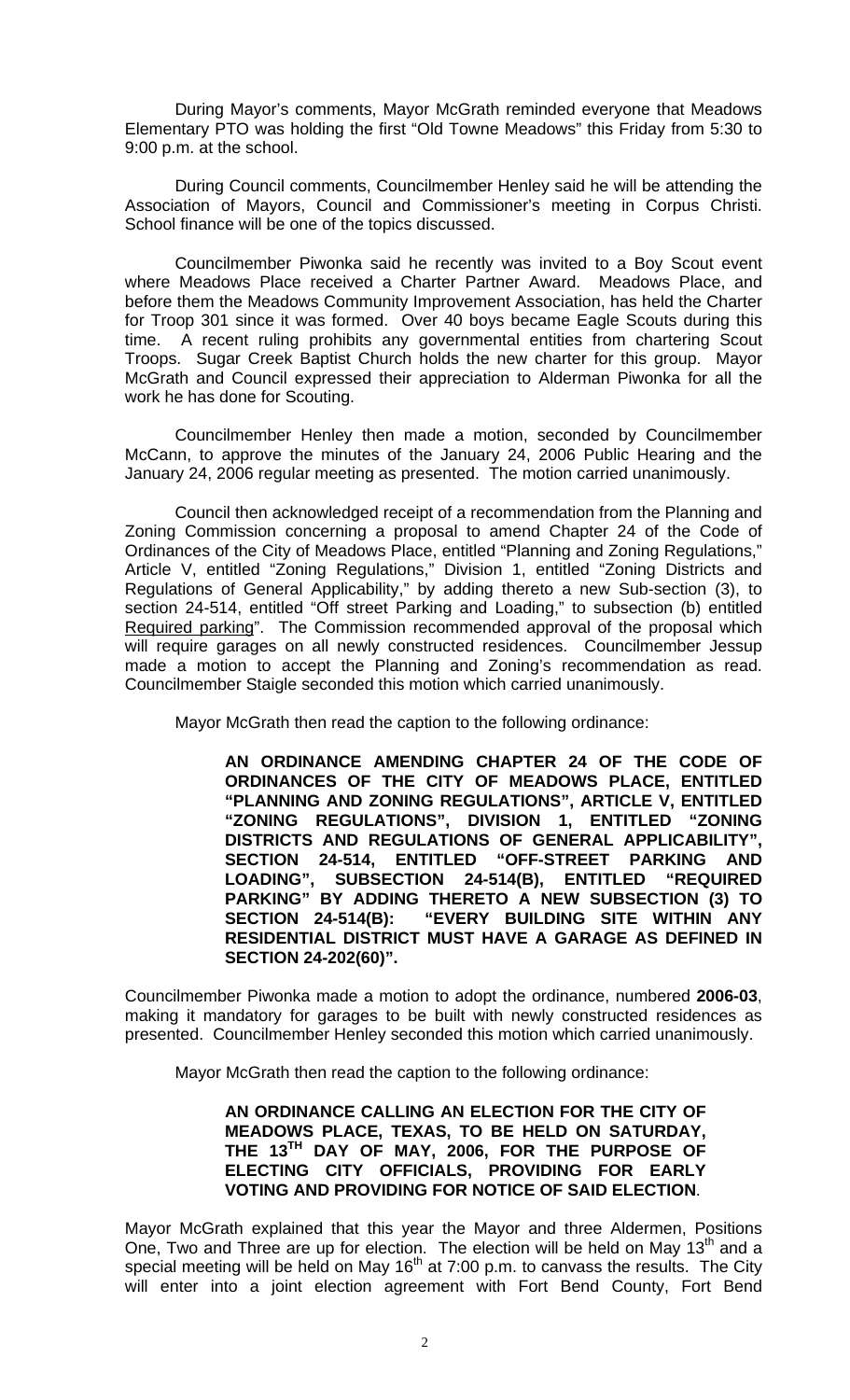During Mayor's comments, Mayor McGrath reminded everyone that Meadows Elementary PTO was holding the first "Old Towne Meadows" this Friday from 5:30 to 9:00 p.m. at the school.

During Council comments, Councilmember Henley said he will be attending the Association of Mayors, Council and Commissioner's meeting in Corpus Christi. School finance will be one of the topics discussed.

Councilmember Piwonka said he recently was invited to a Boy Scout event where Meadows Place received a Charter Partner Award. Meadows Place, and before them the Meadows Community Improvement Association, has held the Charter for Troop 301 since it was formed. Over 40 boys became Eagle Scouts during this time. A recent ruling prohibits any governmental entities from chartering Scout Troops. Sugar Creek Baptist Church holds the new charter for this group. Mayor McGrath and Council expressed their appreciation to Alderman Piwonka for all the work he has done for Scouting.

Councilmember Henley then made a motion, seconded by Councilmember McCann, to approve the minutes of the January 24, 2006 Public Hearing and the January 24, 2006 regular meeting as presented. The motion carried unanimously.

Council then acknowledged receipt of a recommendation from the Planning and Zoning Commission concerning a proposal to amend Chapter 24 of the Code of Ordinances of the City of Meadows Place, entitled "Planning and Zoning Regulations," Article V, entitled "Zoning Regulations," Division 1, entitled "Zoning Districts and Regulations of General Applicability," by adding thereto a new Sub-section (3), to section 24-514, entitled "Off street Parking and Loading," to subsection (b) entitled Required parking". The Commission recommended approval of the proposal which will require garages on all newly constructed residences. Councilmember Jessup made a motion to accept the Planning and Zoning's recommendation as read. Councilmember Staigle seconded this motion which carried unanimously.

Mayor McGrath then read the caption to the following ordinance:

> **AN ORDINANCE AMENDING CHAPTER 24 OF THE CODE OF ORDINANCES OF THE CITY OF MEADOWS PLACE, ENTITLED "PLANNING AND ZONING REGULATIONS", ARTICLE V, ENTITLED "ZONING REGULATIONS", DIVISION 1, ENTITLED "ZONING DISTRICTS AND REGULATIONS OF GENERAL APPLICABILITY", SECTION 24-514, ENTITLED "OFF-STREET PARKING AND LOADING", SUBSECTION 24-514(B), ENTITLED "REQUIRED PARKING" BY ADDING THERETO A NEW SUBSECTION (3) TO SECTION 24-514(B): "EVERY BUILDING SITE WITHIN ANY RESIDENTIAL DISTRICT MUST HAVE A GARAGE AS DEFINED IN SECTION 24-202(60)".**

Councilmember Piwonka made a motion to adopt the ordinance, numbered **2006-03**, making it mandatory for garages to be built with newly constructed residences as presented. Councilmember Henley seconded this motion which carried unanimously.

Mayor McGrath then read the caption to the following ordinance:

> **AN ORDINANCE CALLING AN ELECTION FOR THE CITY OF MEADOWS PLACE, TEXAS, TO BE HELD ON SATURDAY, THE 13TH DAY OF MAY, 2006, FOR THE PURPOSE OF ELECTING CITY OFFICIALS, PROVIDING FOR EARLY VOTING AND PROVIDING FOR NOTICE OF SAID ELECTION**.

Mayor McGrath explained that this year the Mayor and three Aldermen, Positions One, Two and Three are up for election. The election will be held on May 13th and a special meeting will be held on May 16th at 7:00 p.m. to canvass the results. The City will enter into a joint election agreement with Fort Bend County, Fort Bend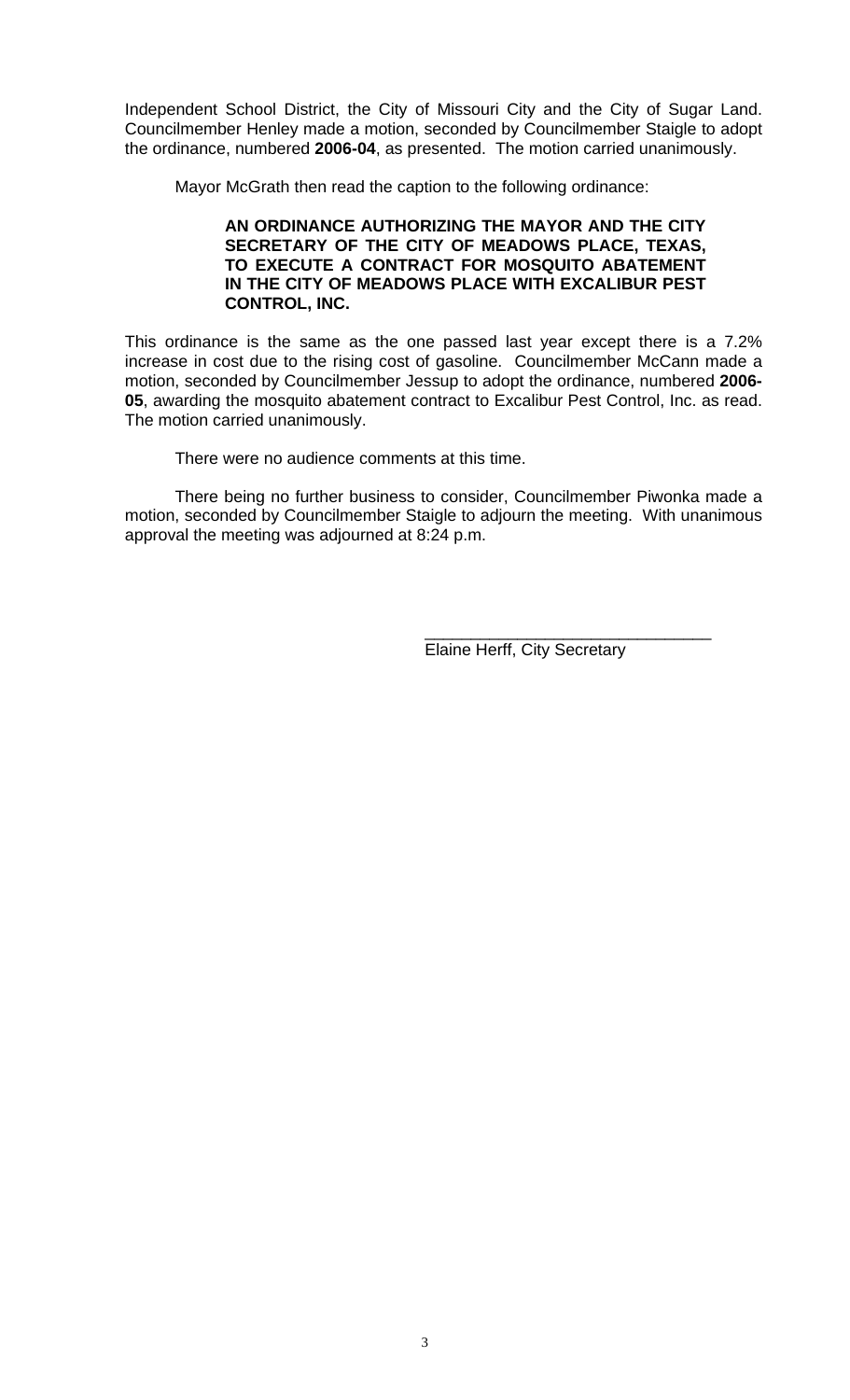Independent School District, the City of Missouri City and the City of Sugar Land. Councilmember Henley made a motion, seconded by Councilmember Staigle to adopt the ordinance, numbered **2006-04**, as presented. The motion carried unanimously.

Mayor McGrath then read the caption to the following ordinance:

> **AN ORDINANCE AUTHORIZING THE MAYOR AND THE CITY SECRETARY OF THE CITY OF MEADOWS PLACE, TEXAS, TO EXECUTE A CONTRACT FOR MOSQUITO ABATEMENT IN THE CITY OF MEADOWS PLACE WITH EXCALIBUR PEST CONTROL, INC.**

This ordinance is the same as the one passed last year except there is a 7.2% increase in cost due to the rising cost of gasoline. Councilmember McCann made a motion, seconded by Councilmember Jessup to adopt the ordinance, numbered **2006-05**, awarding the mosquito abatement contract to Excalibur Pest Control, Inc. as read. The motion carried unanimously.

There were no audience comments at this time.

There being no further business to consider, Councilmember Piwonka made a motion, seconded by Councilmember Staigle to adjourn the meeting. With unanimous approval the meeting was adjourned at 8:24 p.m.

\_\_\_\_\_\_\_\_\_\_\_\_\_\_\_\_\_\_\_\_\_\_\_\_\_\_\_\_\_\_\_\_
Elaine Herff, City Secretary